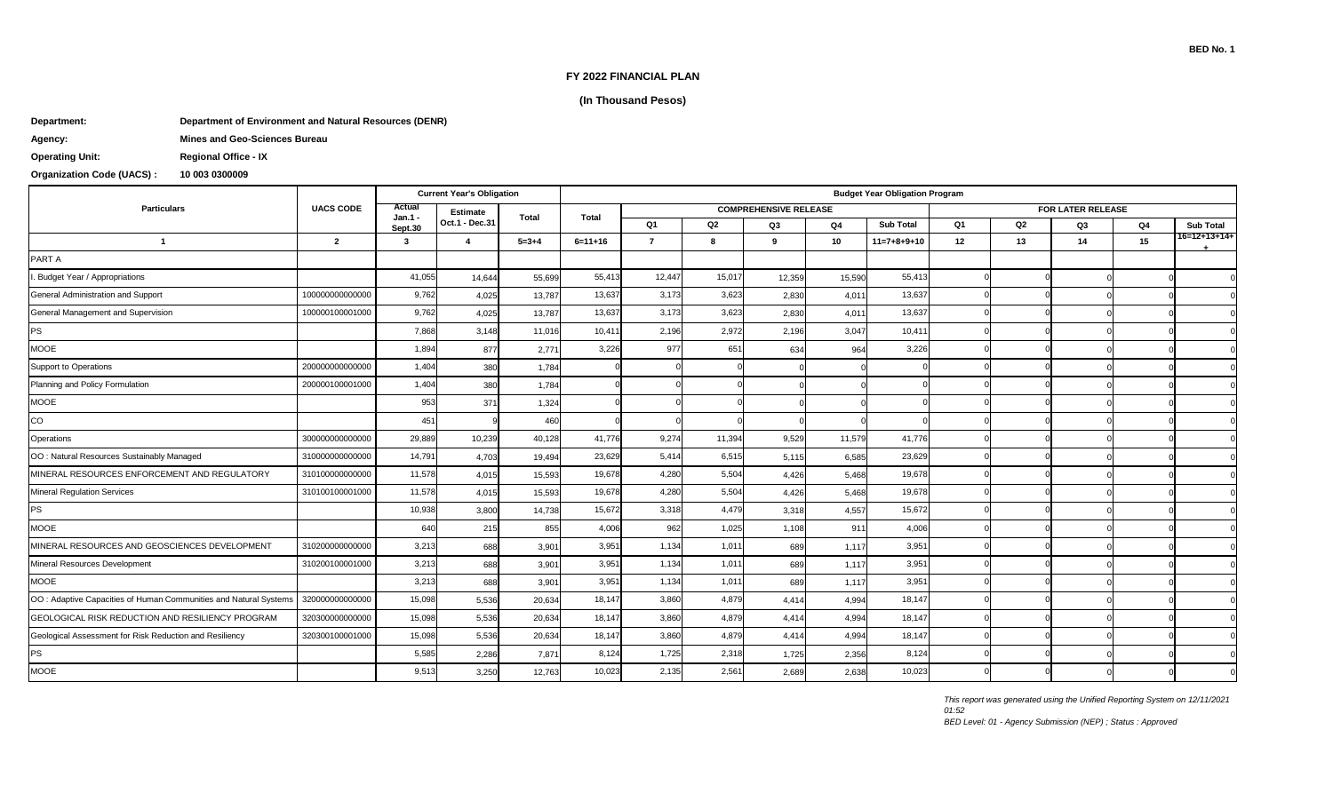BED No. 1

# FY 2022 FINANCIAL PLAN

**(In Thousand Pesos)**

**Department:** Department of Environment and Natural Resources (DENR)

**Agency:** Mines and Geo-Sciences Bureau

**Operating Unit:** Regional Office - IX

**Organization Code (UACS) :** 10 003 0300009

| Particulars | UACS CODE | Current Year's Obligation | | | Budget Year Obligation Program | | | | | | | | | | | |
|---|---|---|---|---|---|---|---|---|---|---|---|---|---|---|---|---|
| | | Actual Jan.1 - Sept.30 | Estimate Oct.1 - Dec.31 | Total | Total | COMPREHENSIVE RELEASE | | | | | FOR LATER RELEASE | | | | | |
| | | | | | | Q1 | Q2 | Q3 | Q4 | Sub Total | Q1 | Q2 | Q3 | Q4 | Sub Total |
| 1 | 2 | 3 | 4 | 5=3+4 | 6=11+16 | 7 | 8 | 9 | 10 | 11=7+8+9+10 | 12 | 13 | 14 | 15 | 16=12+13+14+ |
| PART A | | | | | | | | | | | | | | | |
| I. Budget Year / Appropriations | | 41,055 | 14,644 | 55,699 | 55,413 | 12,447 | 15,017 | 12,359 | 15,590 | 55,413 | 0 | 0 | 0 | 0 | 0 |
| General Administration and Support | 100000000000000 | 9,762 | 4,025 | 13,787 | 13,637 | 3,173 | 3,623 | 2,830 | 4,011 | 13,637 | 0 | 0 | 0 | 0 | 0 |
| General Management and Supervision | 100000100001000 | 9,762 | 4,025 | 13,787 | 13,637 | 3,173 | 3,623 | 2,830 | 4,011 | 13,637 | 0 | 0 | 0 | 0 | 0 |
| PS | | 7,868 | 3,148 | 11,016 | 10,411 | 2,196 | 2,972 | 2,196 | 3,047 | 10,411 | 0 | 0 | 0 | 0 | 0 |
| MOOE | | 1,894 | 877 | 2,771 | 3,226 | 977 | 651 | 634 | 964 | 3,226 | 0 | 0 | 0 | 0 | 0 |
| Support to Operations | 200000000000000 | 1,404 | 380 | 1,784 | 0 | 0 | 0 | 0 | 0 | 0 | 0 | 0 | 0 | 0 | 0 |
| Planning and Policy Formulation | 200000100001000 | 1,404 | 380 | 1,784 | 0 | 0 | 0 | 0 | 0 | 0 | 0 | 0 | 0 | 0 | 0 |
| MOOE | | 953 | 371 | 1,324 | 0 | 0 | 0 | 0 | 0 | 0 | 0 | 0 | 0 | 0 | 0 |
| CO | | 451 | 9 | 460 | 0 | 0 | 0 | 0 | 0 | 0 | 0 | 0 | 0 | 0 | 0 |
| Operations | 300000000000000 | 29,889 | 10,239 | 40,128 | 41,776 | 9,274 | 11,394 | 9,529 | 11,579 | 41,776 | 0 | 0 | 0 | 0 | 0 |
| OO : Natural Resources Sustainably Managed | 310000000000000 | 14,791 | 4,703 | 19,494 | 23,629 | 5,414 | 6,515 | 5,115 | 6,585 | 23,629 | 0 | 0 | 0 | 0 | 0 |
| MINERAL RESOURCES ENFORCEMENT AND REGULATORY | 310100000000000 | 11,578 | 4,015 | 15,593 | 19,678 | 4,280 | 5,504 | 4,426 | 5,468 | 19,678 | 0 | 0 | 0 | 0 | 0 |
| Mineral Regulation Services | 310100100001000 | 11,578 | 4,015 | 15,593 | 19,678 | 4,280 | 5,504 | 4,426 | 5,468 | 19,678 | 0 | 0 | 0 | 0 | 0 |
| PS | | 10,938 | 3,800 | 14,738 | 15,672 | 3,318 | 4,479 | 3,318 | 4,557 | 15,672 | 0 | 0 | 0 | 0 | 0 |
| MOOE | | 640 | 215 | 855 | 4,006 | 962 | 1,025 | 1,108 | 911 | 4,006 | 0 | 0 | 0 | 0 | 0 |
| MINERAL RESOURCES AND GEOSCIENCES DEVELOPMENT | 310200000000000 | 3,213 | 688 | 3,901 | 3,951 | 1,134 | 1,011 | 689 | 1,117 | 3,951 | 0 | 0 | 0 | 0 | 0 |
| Mineral Resources Development | 310200100001000 | 3,213 | 688 | 3,901 | 3,951 | 1,134 | 1,011 | 689 | 1,117 | 3,951 | 0 | 0 | 0 | 0 | 0 |
| MOOE | | 3,213 | 688 | 3,901 | 3,951 | 1,134 | 1,011 | 689 | 1,117 | 3,951 | 0 | 0 | 0 | 0 | 0 |
| OO : Adaptive Capacities of Human Communities and Natural Systems | 320000000000000 | 15,098 | 5,536 | 20,634 | 18,147 | 3,860 | 4,879 | 4,414 | 4,994 | 18,147 | 0 | 0 | 0 | 0 | 0 |
| GEOLOGICAL RISK REDUCTION AND RESILIENCY PROGRAM | 320300000000000 | 15,098 | 5,536 | 20,634 | 18,147 | 3,860 | 4,879 | 4,414 | 4,994 | 18,147 | 0 | 0 | 0 | 0 | 0 |
| Geological Assessment for Risk Reduction and Resiliency | 320300100001000 | 15,098 | 5,536 | 20,634 | 18,147 | 3,860 | 4,879 | 4,414 | 4,994 | 18,147 | 0 | 0 | 0 | 0 | 0 |
| PS | | 5,585 | 2,286 | 7,871 | 8,124 | 1,725 | 2,318 | 1,725 | 2,356 | 8,124 | 0 | 0 | 0 | 0 | 0 |
| MOOE | | 9,513 | 3,250 | 12,763 | 10,023 | 2,135 | 2,561 | 2,689 | 2,638 | 10,023 | 0 | 0 | 0 | 0 | 0 |

*This report was generated using the Unified Reporting System on 12/11/2021 01:52*

*BED Level: 01 - Agency Submission (NEP) ; Status : Approved*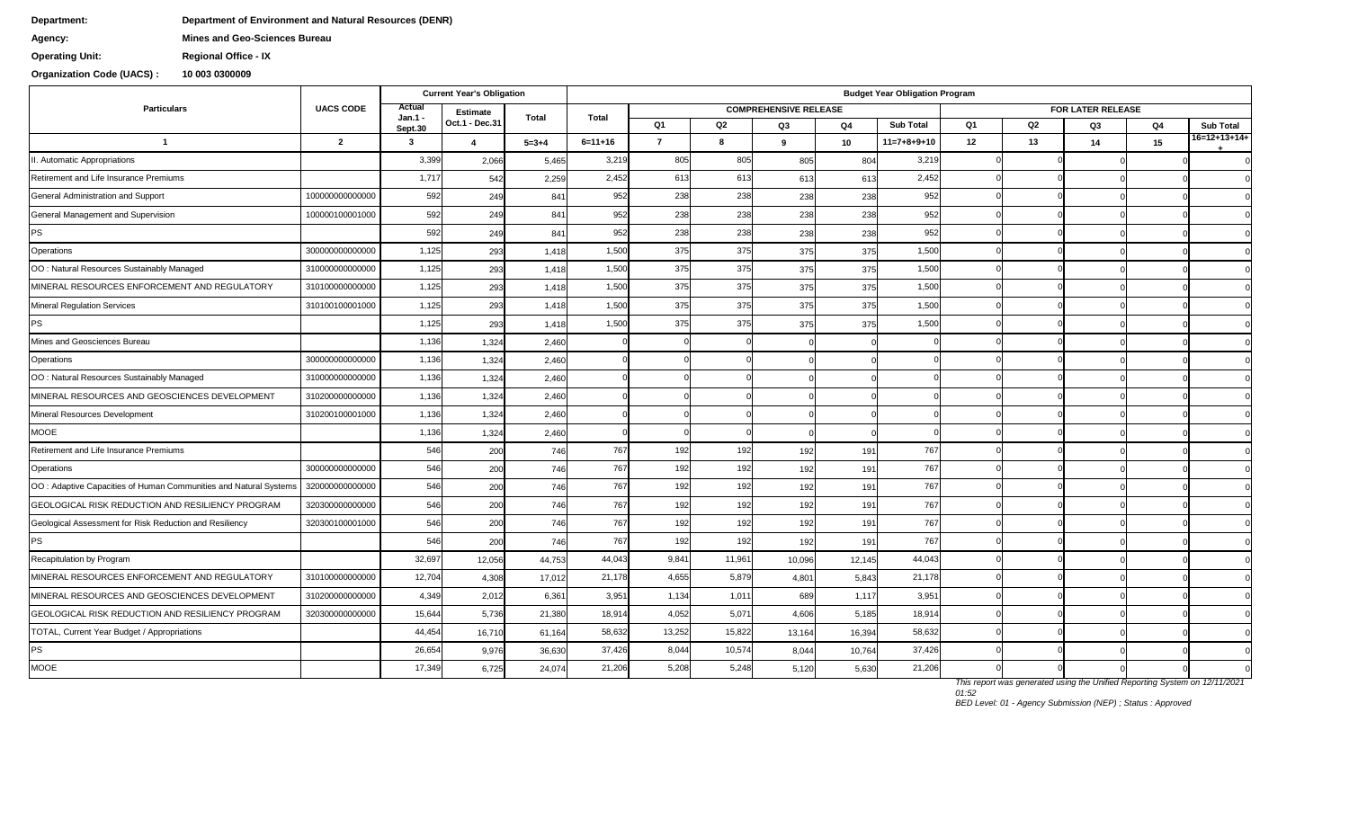**Department:** Department of Environment and Natural Resources (DENR)

**Agency:** Mines and Geo-Sciences Bureau

**Operating Unit:** Regional Office - IX

**Organization Code (UACS) :** 10 003 0300009

| Particulars | UACS CODE | Current Year's Obligation | | | Budget Year Obligation Program | | | | | | | | | | |
|---|---|---|---|---|---|---|---|---|---|---|---|---|---|---|---|
| | | Actual Jan.1 - Sept.30 | Estimate Oct.1 - Dec.31 | Total | Total | COMPREHENSIVE RELEASE | | | | | FOR LATER RELEASE | | | | |
| | | | | | | Q1 | Q2 | Q3 | Q4 | Sub Total | Q1 | Q2 | Q3 | Q4 | Sub Total |
| 1 | 2 | 3 | 4 | 5=3+4 | 6=11+16 | 7 | 8 | 9 | 10 | 11=7+8+9+10 | 12 | 13 | 14 | 15 | 16=12+13+14+ |
| II. Automatic Appropriations | | 3,399 | 2,066 | 5,465 | 3,219 | 805 | 805 | 805 | 804 | 3,219 | 0 | 0 | 0 | 0 | 0 |
| Retirement and Life Insurance Premiums | | 1,717 | 542 | 2,259 | 2,452 | 613 | 613 | 613 | 613 | 2,452 | 0 | 0 | 0 | 0 | 0 |
| General Administration and Support | 100000000000000 | 592 | 249 | 841 | 952 | 238 | 238 | 238 | 238 | 952 | 0 | 0 | 0 | 0 | 0 |
| General Management and Supervision | 100000100001000 | 592 | 249 | 841 | 952 | 238 | 238 | 238 | 238 | 952 | 0 | 0 | 0 | 0 | 0 |
| PS | | 592 | 249 | 841 | 952 | 238 | 238 | 238 | 238 | 952 | 0 | 0 | 0 | 0 | 0 |
| Operations | 300000000000000 | 1,125 | 293 | 1,418 | 1,500 | 375 | 375 | 375 | 375 | 1,500 | 0 | 0 | 0 | 0 | 0 |
| OO : Natural Resources Sustainably Managed | 310000000000000 | 1,125 | 293 | 1,418 | 1,500 | 375 | 375 | 375 | 375 | 1,500 | 0 | 0 | 0 | 0 | 0 |
| MINERAL RESOURCES ENFORCEMENT AND REGULATORY | 310100000000000 | 1,125 | 293 | 1,418 | 1,500 | 375 | 375 | 375 | 375 | 1,500 | 0 | 0 | 0 | 0 | 0 |
| Mineral Regulation Services | 310100100001000 | 1,125 | 293 | 1,418 | 1,500 | 375 | 375 | 375 | 375 | 1,500 | 0 | 0 | 0 | 0 | 0 |
| PS | | 1,125 | 293 | 1,418 | 1,500 | 375 | 375 | 375 | 375 | 1,500 | 0 | 0 | 0 | 0 | 0 |
| Mines and Geosciences Bureau | | 1,136 | 1,324 | 2,460 | 0 | 0 | 0 | 0 | 0 | 0 | 0 | 0 | 0 | 0 | 0 |
| Operations | 300000000000000 | 1,136 | 1,324 | 2,460 | 0 | 0 | 0 | 0 | 0 | 0 | 0 | 0 | 0 | 0 | 0 |
| OO : Natural Resources Sustainably Managed | 310000000000000 | 1,136 | 1,324 | 2,460 | 0 | 0 | 0 | 0 | 0 | 0 | 0 | 0 | 0 | 0 | 0 |
| MINERAL RESOURCES AND GEOSCIENCES DEVELOPMENT | 310200000000000 | 1,136 | 1,324 | 2,460 | 0 | 0 | 0 | 0 | 0 | 0 | 0 | 0 | 0 | 0 | 0 |
| Mineral Resources Development | 310200100001000 | 1,136 | 1,324 | 2,460 | 0 | 0 | 0 | 0 | 0 | 0 | 0 | 0 | 0 | 0 | 0 |
| MOOE | | 1,136 | 1,324 | 2,460 | 0 | 0 | 0 | 0 | 0 | 0 | 0 | 0 | 0 | 0 | 0 |
| Retirement and Life Insurance Premiums | | 546 | 200 | 746 | 767 | 192 | 192 | 192 | 191 | 767 | 0 | 0 | 0 | 0 | 0 |
| Operations | 300000000000000 | 546 | 200 | 746 | 767 | 192 | 192 | 192 | 191 | 767 | 0 | 0 | 0 | 0 | 0 |
| OO : Adaptive Capacities of Human Communities and Natural Systems | 320000000000000 | 546 | 200 | 746 | 767 | 192 | 192 | 192 | 191 | 767 | 0 | 0 | 0 | 0 | 0 |
| GEOLOGICAL RISK REDUCTION AND RESILIENCY PROGRAM | 320300000000000 | 546 | 200 | 746 | 767 | 192 | 192 | 192 | 191 | 767 | 0 | 0 | 0 | 0 | 0 |
| Geological Assessment for Risk Reduction and Resiliency | 320300100001000 | 546 | 200 | 746 | 767 | 192 | 192 | 192 | 191 | 767 | 0 | 0 | 0 | 0 | 0 |
| PS | | 546 | 200 | 746 | 767 | 192 | 192 | 192 | 191 | 767 | 0 | 0 | 0 | 0 | 0 |
| Recapitulation by Program | | 32,697 | 12,056 | 44,753 | 44,043 | 9,841 | 11,961 | 10,096 | 12,145 | 44,043 | 0 | 0 | 0 | 0 | 0 |
| MINERAL RESOURCES ENFORCEMENT AND REGULATORY | 310100000000000 | 12,704 | 4,308 | 17,012 | 21,178 | 4,655 | 5,879 | 4,801 | 5,843 | 21,178 | 0 | 0 | 0 | 0 | 0 |
| MINERAL RESOURCES AND GEOSCIENCES DEVELOPMENT | 310200000000000 | 4,349 | 2,012 | 6,361 | 3,951 | 1,134 | 1,011 | 689 | 1,117 | 3,951 | 0 | 0 | 0 | 0 | 0 |
| GEOLOGICAL RISK REDUCTION AND RESILIENCY PROGRAM | 320300000000000 | 15,644 | 5,736 | 21,380 | 18,914 | 4,052 | 5,071 | 4,606 | 5,185 | 18,914 | 0 | 0 | 0 | 0 | 0 |
| TOTAL, Current Year Budget / Appropriations | | 44,454 | 16,710 | 61,164 | 58,632 | 13,252 | 15,822 | 13,164 | 16,394 | 58,632 | 0 | 0 | 0 | 0 | 0 |
| PS | | 26,654 | 9,976 | 36,630 | 37,426 | 8,044 | 10,574 | 8,044 | 10,764 | 37,426 | 0 | 0 | 0 | 0 | 0 |
| MOOE | | 17,349 | 6,725 | 24,074 | 21,206 | 5,208 | 5,248 | 5,120 | 5,630 | 21,206 | 0 | 0 | 0 | 0 | 0 |

*This report was generated using the Unified Reporting System on 12/11/2021 01:52*

*BED Level: 01 - Agency Submission (NEP) ; Status : Approved*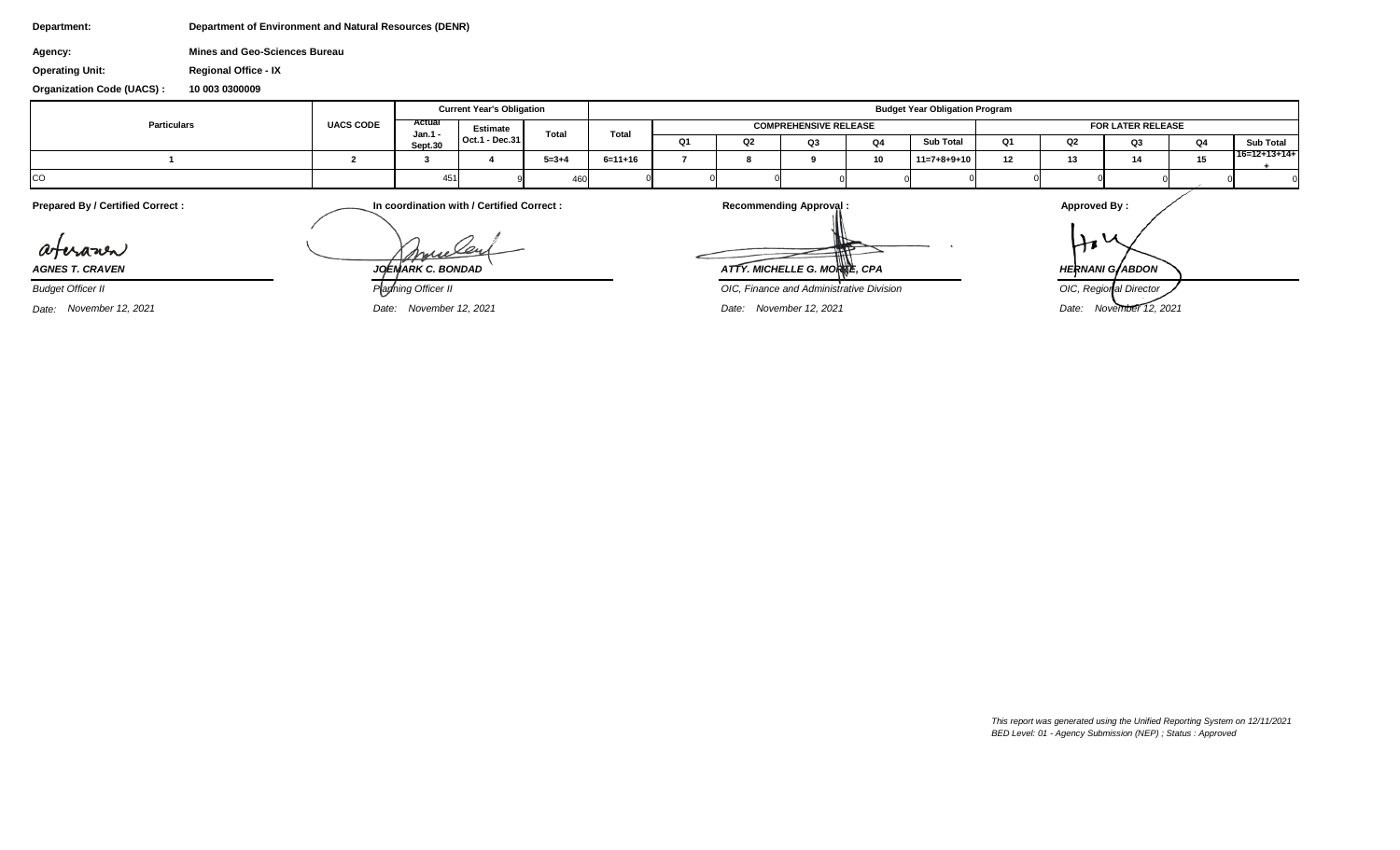**Department:** Department of Environment and Natural Resources (DENR)

**Agency:** Mines and Geo-Sciences Bureau

**Operating Unit:** Regional Office - IX

**Organization Code (UACS) :** 10 003 0300009

| Particulars | UACS CODE | Current Year's Obligation | | | Budget Year Obligation Program | | | | | | | | | | |
|---|---|---|---|---|---|---|---|---|---|---|---|---|---|---|---|
| | | Actual Jan.1 - Sept.30 | Estimate Oct.1 - Dec.31 | Total | Total | COMPREHENSIVE RELEASE | | | | | FOR LATER RELEASE | | | | |
| | | | | | | Q1 | Q2 | Q3 | Q4 | Sub Total | Q1 | Q2 | Q3 | Q4 | Sub Total |
| 1 | 2 | 3 | 4 | 5=3+4 | 6=11+16 | 7 | 8 | 9 | 10 | 11=7+8+9+10 | 12 | 13 | 14 | 15 | 16=12+13+14+ + |
| CO | | 451 | 9 | 460 | 0 | 0 | 0 | 0 | 0 | 0 | 0 | 0 | 0 | 0 | 0 |

**Prepared By / Certified Correct :**

*AGNES T. CRAVEN*
*Budget Officer II*
*Date: November 12, 2021*

**In coordination with / Certified Correct :**

*JOEMARK C. BONDAD*
*Planning Officer II*
*Date: November 12, 2021*

**Recommending Approval :**

*ATTY. MICHELLE G. MORTE, CPA*
*OIC, Finance and Administrative Division*
*Date: November 12, 2021*

**Approved By :**

*HERNANI G. ABDON*
*OIC, Regional Director*
*Date: November 12, 2021*

*This report was generated using the Unified Reporting System on 12/11/2021*
*BED Level: 01 - Agency Submission (NEP) ; Status : Approved*